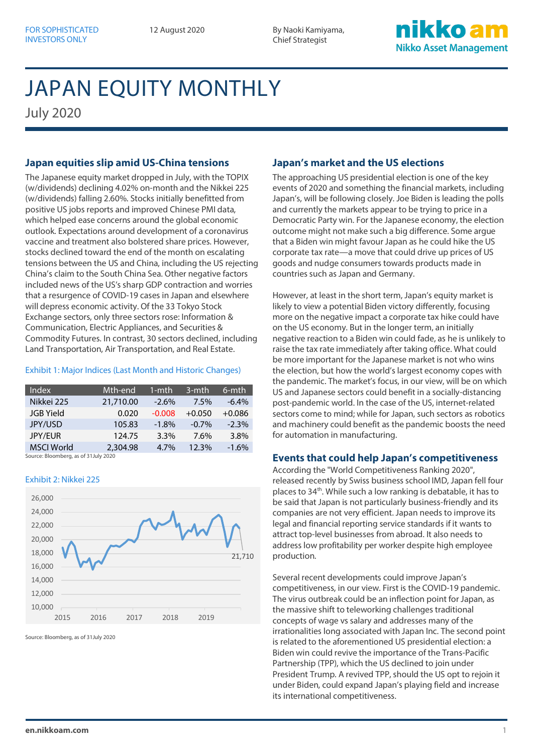FOR SOPHISTICATED INVESTORS ONLY

12 August 2020

By Naoki Kamiyama, Chief Strategist

# JAPAN EQUITY MONTHLY

July 2020

## Japan equities slip amid US-China tensions

The Japanese equity market dropped in July, with the TOPIX (w/dividends) declining 4.02% on-month and the Nikkei 225 (w/dividends) falling 2.60%. Stocks initially benefitted from positive US jobs reports and improved Chinese PMI data, which helped ease concerns around the global economic outlook. Expectations around development of a coronavirus vaccine and treatment also bolstered share prices. However, stocks declined toward the end of the month on escalating tensions between the US and China, including the US rejecting China's claim to the South China Sea. Other negative factors included news of the US's sharp GDP contraction and worries that a resurgence of COVID-19 cases in Japan and elsewhere will depress economic activity. Of the 33 Tokyo Stock Exchange sectors, only three sectors rose: Information & Communication, Electric Appliances, and Securities & Commodity Futures. In contrast, 30 sectors declined, including Land Transportation, Air Transportation, and Real Estate.

Exhibit 1: Major Indices (Last Month and Historic Changes)

| Index | Mth-end | 1-mth | 3-mth | 6-mth |
|---|---|---|---|---|
| Nikkei 225 | 21,710.00 | -2.6% | 7.5% | -6.4% |
| JGB Yield | 0.020 | -0.008 | +0.050 | +0.086 |
| JPY/USD | 105.83 | -1.8% | -0.7% | -2.3% |
| JPY/EUR | 124.75 | 3.3% | 7.6% | 3.8% |
| MSCI World | 2,304.98 | 4.7% | 12.3% | -1.6% |

Source: Bloomberg, as of 31July 2020

Exhibit 2: Nikkei 225

Source: Bloomberg, as of 31July 2020

## Japan's market and the US elections

The approaching US presidential election is one of the key events of 2020 and something the financial markets, including Japan's, will be following closely. Joe Biden is leading the polls and currently the markets appear to be trying to price in a Democratic Party win. For the Japanese economy, the election outcome might not make such a big difference. Some argue that a Biden win might favour Japan as he could hike the US corporate tax rate—a move that could drive up prices of US goods and nudge consumers towards products made in countries such as Japan and Germany.

However, at least in the short term, Japan's equity market is likely to view a potential Biden victory differently, focusing more on the negative impact a corporate tax hike could have on the US economy. But in the longer term, an initially negative reaction to a Biden win could fade, as he is unlikely to raise the tax rate immediately after taking office. What could be more important for the Japanese market is not who wins the election, but how the world's largest economy copes with the pandemic. The market's focus, in our view, will be on which US and Japanese sectors could benefit in a socially-distancing post-pandemic world. In the case of the US, internet-related sectors come to mind; while for Japan, such sectors as robotics and machinery could benefit as the pandemic boosts the need for automation in manufacturing.

## Events that could help Japan's competitiveness

According the "World Competitiveness Ranking 2020", released recently by Swiss business school IMD, Japan fell four places to 34th. While such a low ranking is debatable, it has to be said that Japan is not particularly business-friendly and its companies are not very efficient. Japan needs to improve its legal and financial reporting service standards if it wants to attract top-level businesses from abroad. It also needs to address low profitability per worker despite high employee production.

Several recent developments could improve Japan's competitiveness, in our view. First is the COVID-19 pandemic. The virus outbreak could be an inflection point for Japan, as the massive shift to teleworking challenges traditional concepts of wage vs salary and addresses many of the irrationalities long associated with Japan Inc. The second point is related to the aforementioned US presidential election: a Biden win could revive the importance of the Trans-Pacific Partnership (TPP), which the US declined to join under President Trump. A revived TPP, should the US opt to rejoin it under Biden, could expand Japan's playing field and increase its international competitiveness.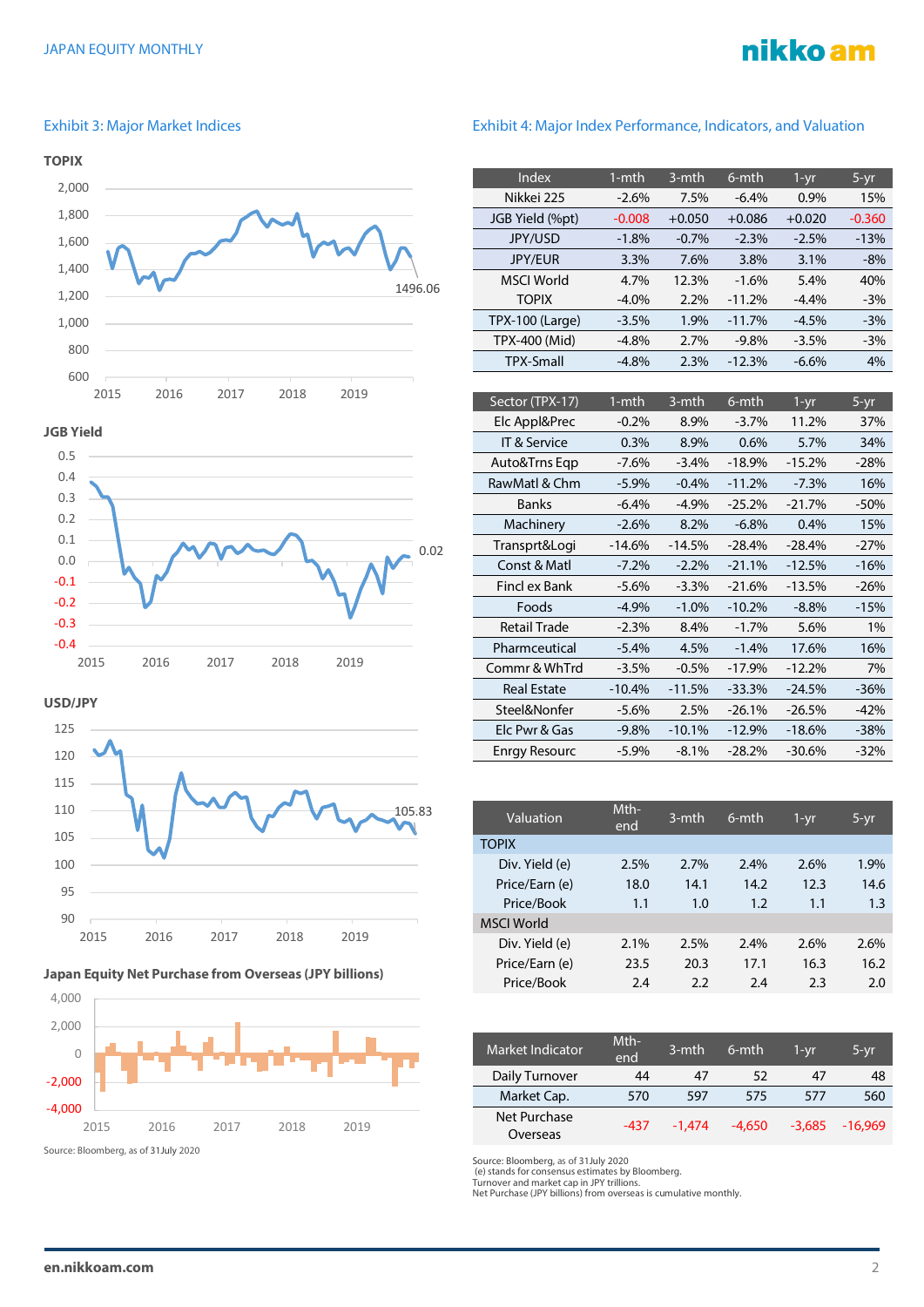## Exhibit 3: Major Market Indices

**TOPIX**

1496.06

**JGB Yield**

0.02

**USD/JPY**

105.83

**Japan Equity Net Purchase from Overseas (JPY billions)**

Source: Bloomberg, as of 31 July 2020

## Exhibit 4: Major Index Performance, Indicators, and Valuation

| Index | 1-mth | 3-mth | 6-mth | 1-yr | 5-yr |
|---|---|---|---|---|---|
| Nikkei 225 | -2.6% | 7.5% | -6.4% | 0.9% | 15% |
| JGB Yield (%pt) | -0.008 | +0.050 | +0.086 | +0.020 | -0.360 |
| JPY/USD | -1.8% | -0.7% | -2.3% | -2.5% | -13% |
| JPY/EUR | 3.3% | 7.6% | 3.8% | 3.1% | -8% |
| MSCI World | 4.7% | 12.3% | -1.6% | 5.4% | 40% |
| TOPIX | -4.0% | 2.2% | -11.2% | -4.4% | -3% |
| TPX-100 (Large) | -3.5% | 1.9% | -11.7% | -4.5% | -3% |
| TPX-400 (Mid) | -4.8% | 2.7% | -9.8% | -3.5% | -3% |
| TPX-Small | -4.8% | 2.3% | -12.3% | -6.6% | 4% |

| Sector (TPX-17) | 1-mth | 3-mth | 6-mth | 1-yr | 5-yr |
|---|---|---|---|---|---|
| Elc Appl&Prec | -0.2% | 8.9% | -3.7% | 11.2% | 37% |
| IT & Service | 0.3% | 8.9% | 0.6% | 5.7% | 34% |
| Auto&Trns Eqp | -7.6% | -3.4% | -18.9% | -15.2% | -28% |
| RawMatl & Chm | -5.9% | -0.4% | -11.2% | -7.3% | 16% |
| Banks | -6.4% | -4.9% | -25.2% | -21.7% | -50% |
| Machinery | -2.6% | 8.2% | -6.8% | 0.4% | 15% |
| Transprt&Logi | -14.6% | -14.5% | -28.4% | -28.4% | -27% |
| Const & Matl | -7.2% | -2.2% | -21.1% | -12.5% | -16% |
| Fincl ex Bank | -5.6% | -3.3% | -21.6% | -13.5% | -26% |
| Foods | -4.9% | -1.0% | -10.2% | -8.8% | -15% |
| Retail Trade | -2.3% | 8.4% | -1.7% | 5.6% | 1% |
| Pharmceutical | -5.4% | 4.5% | -1.4% | 17.6% | 16% |
| Commr & WhTrd | -3.5% | -0.5% | -17.9% | -12.2% | 7% |
| Real Estate | -10.4% | -11.5% | -33.3% | -24.5% | -36% |
| Steel&Nonfer | -5.6% | 2.5% | -26.1% | -26.5% | -42% |
| Elc Pwr & Gas | -9.8% | -10.1% | -12.9% | -18.6% | -38% |
| Enrgy Resourc | -5.9% | -8.1% | -28.2% | -30.6% | -32% |

| Valuation | Mth-end | 3-mth | 6-mth | 1-yr | 5-yr |
|---|---|---|---|---|---|
| TOPIX | | | | | |
| Div. Yield (e) | 2.5% | 2.7% | 2.4% | 2.6% | 1.9% |
| Price/Earn (e) | 18.0 | 14.1 | 14.2 | 12.3 | 14.6 |
| Price/Book | 1.1 | 1.0 | 1.2 | 1.1 | 1.3 |
| MSCI World | | | | | |
| Div. Yield (e) | 2.1% | 2.5% | 2.4% | 2.6% | 2.6% |
| Price/Earn (e) | 23.5 | 20.3 | 17.1 | 16.3 | 16.2 |
| Price/Book | 2.4 | 2.2 | 2.4 | 2.3 | 2.0 |

| Market Indicator | Mth-end | 3-mth | 6-mth | 1-yr | 5-yr |
|---|---|---|---|---|---|
| Daily Turnover | 44 | 47 | 52 | 47 | 48 |
| Market Cap. | 570 | 597 | 575 | 577 | 560 |
| Net Purchase Overseas | -437 | -1,474 | -4,650 | -3,685 | -16,969 |

Source: Bloomberg, as of 31 July 2020
(e) stands for consensus estimates by Bloomberg.
Turnover and market cap in JPY trillions.
Net Purchase (JPY billions) from overseas is cumulative monthly.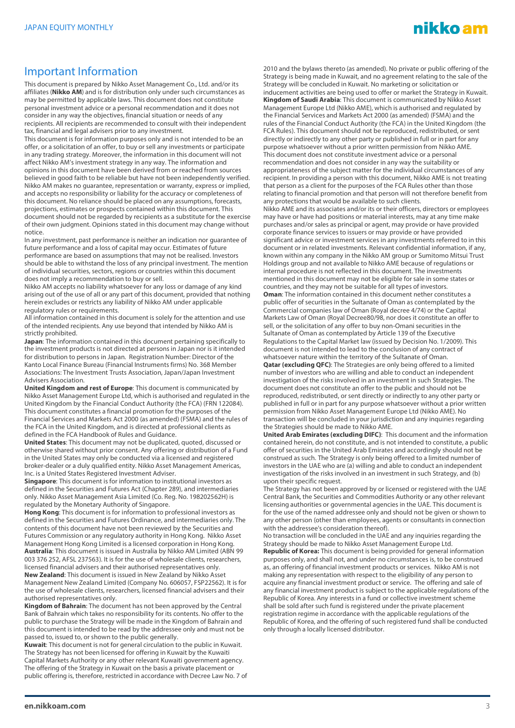## Important Information

This document is prepared by Nikko Asset Management Co., Ltd. and/or its affiliates (**Nikko AM**) and is for distribution only under such circumstances as may be permitted by applicable laws. This document does not constitute personal investment advice or a personal recommendation and it does not consider in any way the objectives, financial situation or needs of any recipients. All recipients are recommended to consult with their independent tax, financial and legal advisers prior to any investment.

This document is for information purposes only and is not intended to be an offer, or a solicitation of an offer, to buy or sell any investments or participate in any trading strategy. Moreover, the information in this document will not affect Nikko AM's investment strategy in any way. The information and opinions in this document have been derived from or reached from sources believed in good faith to be reliable but have not been independently verified. Nikko AM makes no guarantee, representation or warranty, express or implied, and accepts no responsibility or liability for the accuracy or completeness of this document. No reliance should be placed on any assumptions, forecasts, projections, estimates or prospects contained within this document. This document should not be regarded by recipients as a substitute for the exercise of their own judgment. Opinions stated in this document may change without notice.

In any investment, past performance is neither an indication nor guarantee of future performance and a loss of capital may occur. Estimates of future performance are based on assumptions that may not be realised. Investors should be able to withstand the loss of any principal investment. The mention of individual securities, sectors, regions or countries within this document does not imply a recommendation to buy or sell.

Nikko AM accepts no liability whatsoever for any loss or damage of any kind arising out of the use of all or any part of this document, provided that nothing herein excludes or restricts any liability of Nikko AM under applicable regulatory rules or requirements.

All information contained in this document is solely for the attention and use of the intended recipients. Any use beyond that intended by Nikko AM is strictly prohibited.

**Japan**: The information contained in this document pertaining specifically to the investment products is not directed at persons in Japan nor is it intended for distribution to persons in Japan. Registration Number: Director of the Kanto Local Finance Bureau (Financial Instruments firms) No. 368 Member Associations: The Investment Trusts Association, Japan/Japan Investment Advisers Association.

**United Kingdom and rest of Europe**: This document is communicated by Nikko Asset Management Europe Ltd, which is authorised and regulated in the United Kingdom by the Financial Conduct Authority (the FCA) (FRN 122084). This document constitutes a financial promotion for the purposes of the Financial Services and Markets Act 2000 (as amended) (FSMA) and the rules of the FCA in the United Kingdom, and is directed at professional clients as defined in the FCA Handbook of Rules and Guidance.

**United States**: This document may not be duplicated, quoted, discussed or otherwise shared without prior consent. Any offering or distribution of a Fund in the United States may only be conducted via a licensed and registered broker-dealer or a duly qualified entity. Nikko Asset Management Americas, Inc. is a United States Registered Investment Adviser.

**Singapore**: This document is for information to institutional investors as defined in the Securities and Futures Act (Chapter 289), and intermediaries only. Nikko Asset Management Asia Limited (Co. Reg. No. 198202562H) is regulated by the Monetary Authority of Singapore.

**Hong Kong**: This document is for information to professional investors as defined in the Securities and Futures Ordinance, and intermediaries only. The contents of this document have not been reviewed by the Securities and Futures Commission or any regulatory authority in Hong Kong. Nikko Asset Management Hong Kong Limited is a licensed corporation in Hong Kong.

**Australia**: This document is issued in Australia by Nikko AM Limited (ABN 99 003 376 252, AFSL 237563). It is for the use of wholesale clients, researchers, licensed financial advisers and their authorised representatives only.

**New Zealand**: This document is issued in New Zealand by Nikko Asset Management New Zealand Limited (Company No. 606057, FSP22562). It is for the use of wholesale clients, researchers, licensed financial advisers and their authorised representatives only.

**Kingdom of Bahrain**: The document has not been approved by the Central Bank of Bahrain which takes no responsibility for its contents. No offer to the public to purchase the Strategy will be made in the Kingdom of Bahrain and this document is intended to be read by the addressee only and must not be passed to, issued to, or shown to the public generally.

**Kuwait**: This document is not for general circulation to the public in Kuwait. The Strategy has not been licensed for offering in Kuwait by the Kuwaiti Capital Markets Authority or any other relevant Kuwaiti government agency. The offering of the Strategy in Kuwait on the basis a private placement or public offering is, therefore, restricted in accordance with Decree Law No. 7 of 2010 and the bylaws thereto (as amended). No private or public offering of the Strategy is being made in Kuwait, and no agreement relating to the sale of the Strategy will be concluded in Kuwait. No marketing or solicitation or inducement activities are being used to offer or market the Strategy in Kuwait.

**Kingdom of Saudi Arabia**: This document is communicated by Nikko Asset Management Europe Ltd (Nikko AME), which is authorised and regulated by the Financial Services and Markets Act 2000 (as amended) (FSMA) and the rules of the Financial Conduct Authority (the FCA) in the United Kingdom (the FCA Rules). This document should not be reproduced, redistributed, or sent directly or indirectly to any other party or published in full or in part for any purpose whatsoever without a prior written permission from Nikko AME.

This document does not constitute investment advice or a personal recommendation and does not consider in any way the suitability or appropriateness of the subject matter for the individual circumstances of any recipient. In providing a person with this document, Nikko AME is not treating that person as a client for the purposes of the FCA Rules other than those relating to financial promotion and that person will not therefore benefit from any protections that would be available to such clients.

Nikko AME and its associates and/or its or their officers, directors or employees may have or have had positions or material interests, may at any time make purchases and/or sales as principal or agent, may provide or have provided corporate finance services to issuers or may provide or have provided significant advice or investment services in any investments referred to in this document or in related investments. Relevant confidential information, if any, known within any company in the Nikko AM group or Sumitomo Mitsui Trust Holdings group and not available to Nikko AME because of regulations or internal procedure is not reflected in this document. The investments mentioned in this document may not be eligible for sale in some states or countries, and they may not be suitable for all types of investors.

**Oman**: The information contained in this document nether constitutes a public offer of securities in the Sultanate of Oman as contemplated by the Commercial companies law of Oman (Royal decree 4/74) or the Capital Markets Law of Oman (Royal Decree80/98, nor does it constitute an offer to sell, or the solicitation of any offer to buy non-Omani securities in the Sultanate of Oman as contemplated by Article 139 of the Executive Regulations to the Capital Market law (issued by Decision No. 1/2009). This document is not intended to lead to the conclusion of any contract of whatsoever nature within the territory of the Sultanate of Oman.

**Qatar (excluding QFC)**: The Strategies are only being offered to a limited number of investors who are willing and able to conduct an independent investigation of the risks involved in an investment in such Strategies. The document does not constitute an offer to the public and should not be reproduced, redistributed, or sent directly or indirectly to any other party or published in full or in part for any purpose whatsoever without a prior written permission from Nikko Asset Management Europe Ltd (Nikko AME). No transaction will be concluded in your jurisdiction and any inquiries regarding the Strategies should be made to Nikko AME.

**United Arab Emirates (excluding DIFC)**: This document and the information contained herein, do not constitute, and is not intended to constitute, a public offer of securities in the United Arab Emirates and accordingly should not be construed as such. The Strategy is only being offered to a limited number of investors in the UAE who are (a) willing and able to conduct an independent investigation of the risks involved in an investment in such Strategy, and (b) upon their specific request.

The Strategy has not been approved by or licensed or registered with the UAE Central Bank, the Securities and Commodities Authority or any other relevant licensing authorities or governmental agencies in the UAE. This document is for the use of the named addressee only and should not be given or shown to any other person (other than employees, agents or consultants in connection with the addressee's consideration thereof).

No transaction will be concluded in the UAE and any inquiries regarding the Strategy should be made to Nikko Asset Management Europe Ltd.

**Republic of Korea:** This document is being provided for general information purposes only, and shall not, and under no circumstances is, to be construed as, an offering of financial investment products or services. Nikko AM is not making any representation with respect to the eligibility of any person to acquire any financial investment product or service. The offering and sale of any financial investment product is subject to the applicable regulations of the Republic of Korea. Any interests in a fund or collective investment scheme shall be sold after such fund is registered under the private placement registration regime in accordance with the applicable regulations of the Republic of Korea, and the offering of such registered fund shall be conducted only through a locally licensed distributor.